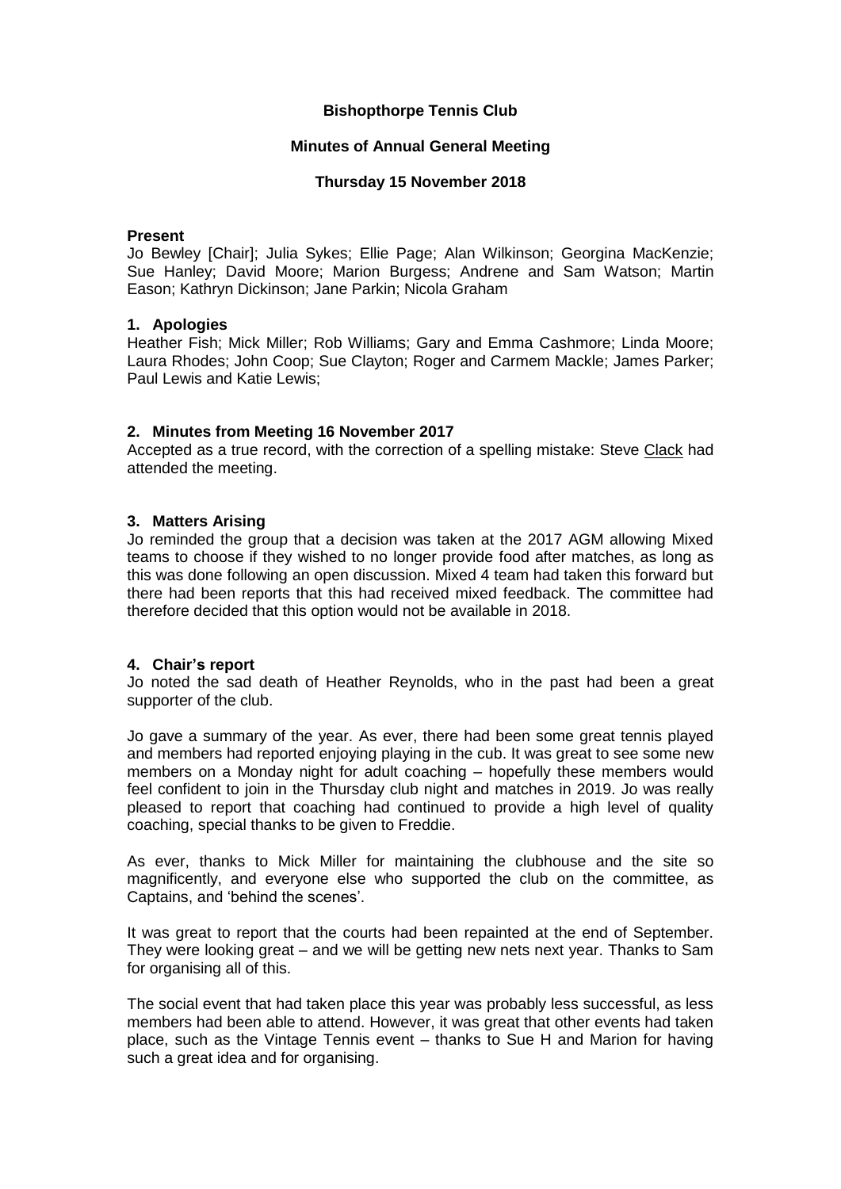**Bishopthorpe Tennis Club**

**Minutes of Annual General Meeting**

**Thursday 15 November 2018**

**Present**

Jo Bewley [Chair]; Julia Sykes; Ellie Page; Alan Wilkinson; Georgina MacKenzie; Sue Hanley; David Moore; Marion Burgess; Andrene and Sam Watson; Martin Eason; Kathryn Dickinson; Jane Parkin; Nicola Graham

**1. Apologies**

Heather Fish; Mick Miller; Rob Williams; Gary and Emma Cashmore; Linda Moore; Laura Rhodes; John Coop; Sue Clayton; Roger and Carmem Mackle; James Parker; Paul Lewis and Katie Lewis;

**2. Minutes from Meeting 16 November 2017**

Accepted as a true record, with the correction of a spelling mistake: Steve <u>Clack</u> had attended the meeting.

**3. Matters Arising**

Jo reminded the group that a decision was taken at the 2017 AGM allowing Mixed teams to choose if they wished to no longer provide food after matches, as long as this was done following an open discussion. Mixed 4 team had taken this forward but there had been reports that this had received mixed feedback. The committee had therefore decided that this option would not be available in 2018.

**4. Chair's report**

Jo noted the sad death of Heather Reynolds, who in the past had been a great supporter of the club.

Jo gave a summary of the year. As ever, there had been some great tennis played and members had reported enjoying playing in the cub. It was great to see some new members on a Monday night for adult coaching – hopefully these members would feel confident to join in the Thursday club night and matches in 2019. Jo was really pleased to report that coaching had continued to provide a high level of quality coaching, special thanks to be given to Freddie.

As ever, thanks to Mick Miller for maintaining the clubhouse and the site so magnificently, and everyone else who supported the club on the committee, as Captains, and 'behind the scenes'.

It was great to report that the courts had been repainted at the end of September. They were looking great – and we will be getting new nets next year. Thanks to Sam for organising all of this.

The social event that had taken place this year was probably less successful, as less members had been able to attend. However, it was great that other events had taken place, such as the Vintage Tennis event – thanks to Sue H and Marion for having such a great idea and for organising.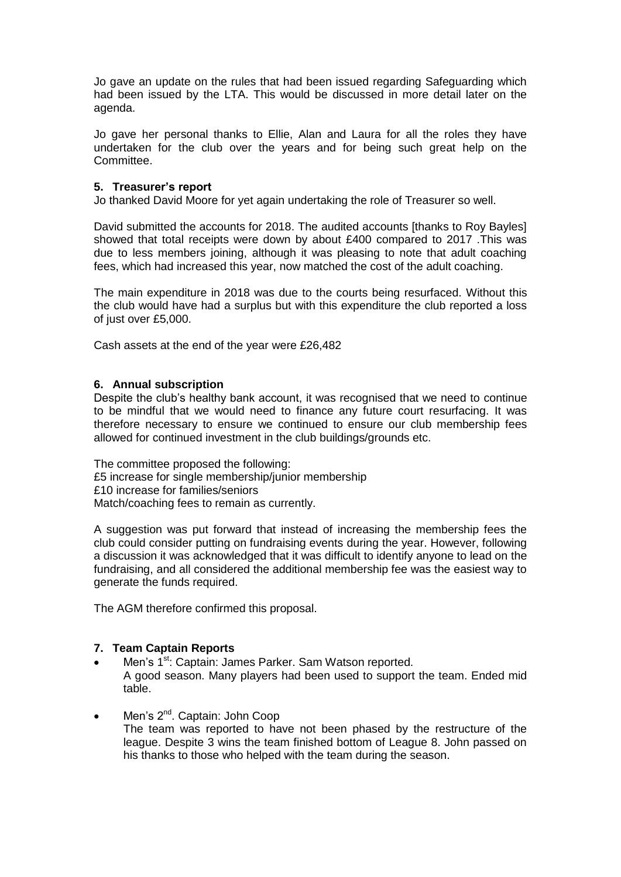Jo gave an update on the rules that had been issued regarding Safeguarding which had been issued by the LTA. This would be discussed in more detail later on the agenda.

Jo gave her personal thanks to Ellie, Alan and Laura for all the roles they have undertaken for the club over the years and for being such great help on the Committee.

### 5. Treasurer's report

Jo thanked David Moore for yet again undertaking the role of Treasurer so well.

David submitted the accounts for 2018. The audited accounts [thanks to Roy Bayles] showed that total receipts were down by about £400 compared to 2017 .This was due to less members joining, although it was pleasing to note that adult coaching fees, which had increased this year, now matched the cost of the adult coaching.

The main expenditure in 2018 was due to the courts being resurfaced. Without this the club would have had a surplus but with this expenditure the club reported a loss of just over £5,000.

Cash assets at the end of the year were £26,482

### 6. Annual subscription

Despite the club's healthy bank account, it was recognised that we need to continue to be mindful that we would need to finance any future court resurfacing. It was therefore necessary to ensure we continued to ensure our club membership fees allowed for continued investment in the club buildings/grounds etc.

The committee proposed the following:
£5 increase for single membership/junior membership
£10 increase for families/seniors
Match/coaching fees to remain as currently.

A suggestion was put forward that instead of increasing the membership fees the club could consider putting on fundraising events during the year. However, following a discussion it was acknowledged that it was difficult to identify anyone to lead on the fundraising, and all considered the additional membership fee was the easiest way to generate the funds required.

The AGM therefore confirmed this proposal.

### 7. Team Captain Reports

- Men's 1st: Captain: James Parker. Sam Watson reported.
  A good season. Many players had been used to support the team. Ended mid table.
- Men's 2nd. Captain: John Coop
  The team was reported to have not been phased by the restructure of the league. Despite 3 wins the team finished bottom of League 8. John passed on his thanks to those who helped with the team during the season.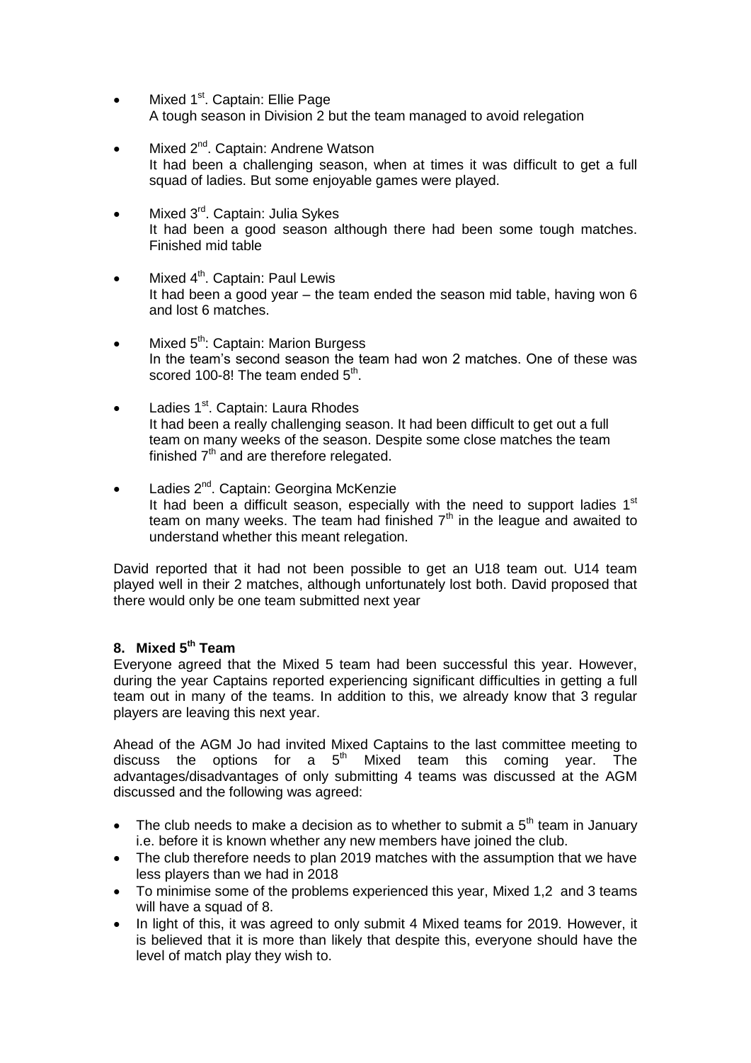- Mixed 1st. Captain: Ellie Page
  A tough season in Division 2 but the team managed to avoid relegation

- Mixed 2nd. Captain: Andrene Watson
  It had been a challenging season, when at times it was difficult to get a full squad of ladies. But some enjoyable games were played.

- Mixed 3rd. Captain: Julia Sykes
  It had been a good season although there had been some tough matches. Finished mid table

- Mixed 4th. Captain: Paul Lewis
  It had been a good year – the team ended the season mid table, having won 6 and lost 6 matches.

- Mixed 5th: Captain: Marion Burgess
  In the team's second season the team had won 2 matches. One of these was scored 100-8! The team ended 5th.

- Ladies 1st. Captain: Laura Rhodes
  It had been a really challenging season. It had been difficult to get out a full team on many weeks of the season. Despite some close matches the team finished 7th and are therefore relegated.

- Ladies 2nd. Captain: Georgina McKenzie
  It had been a difficult season, especially with the need to support ladies 1st team on many weeks. The team had finished 7th in the league and awaited to understand whether this meant relegation.

David reported that it had not been possible to get an U18 team out. U14 team played well in their 2 matches, although unfortunately lost both. David proposed that there would only be one team submitted next year

## 8. Mixed 5th Team

Everyone agreed that the Mixed 5 team had been successful this year. However, during the year Captains reported experiencing significant difficulties in getting a full team out in many of the teams. In addition to this, we already know that 3 regular players are leaving this next year.

Ahead of the AGM Jo had invited Mixed Captains to the last committee meeting to discuss the options for a 5th Mixed team this coming year. The advantages/disadvantages of only submitting 4 teams was discussed at the AGM discussed and the following was agreed:

- The club needs to make a decision as to whether to submit a 5th team in January i.e. before it is known whether any new members have joined the club.
- The club therefore needs to plan 2019 matches with the assumption that we have less players than we had in 2018
- To minimise some of the problems experienced this year, Mixed 1,2 and 3 teams will have a squad of 8.
- In light of this, it was agreed to only submit 4 Mixed teams for 2019. However, it is believed that it is more than likely that despite this, everyone should have the level of match play they wish to.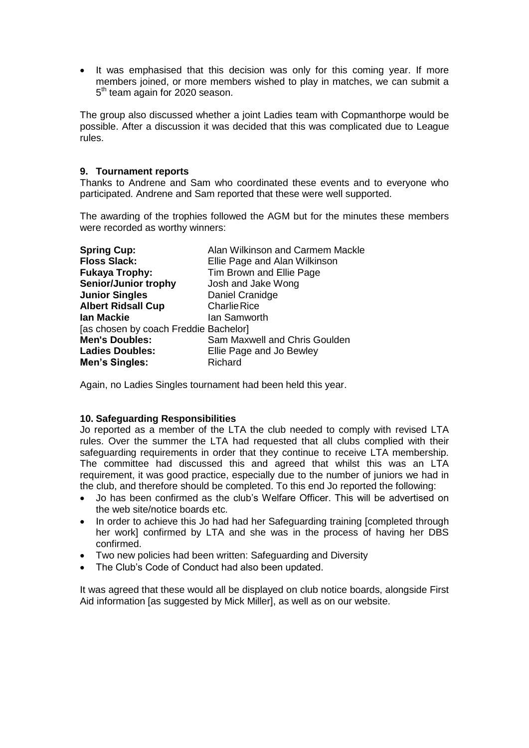- It was emphasised that this decision was only for this coming year. If more members joined, or more members wished to play in matches, we can submit a 5th team again for 2020 season.

The group also discussed whether a joint Ladies team with Copmanthorpe would be possible. After a discussion it was decided that this was complicated due to League rules.

**9. Tournament reports**

Thanks to Andrene and Sam who coordinated these events and to everyone who participated. Andrene and Sam reported that these were well supported.

The awarding of the trophies followed the AGM but for the minutes these members were recorded as worthy winners:

| | |
|---|---|
| **Spring Cup:** | Alan Wilkinson and Carmem Mackle |
| **Floss Slack:** | Ellie Page and Alan Wilkinson |
| **Fukaya Trophy:** | Tim Brown and Ellie Page |
| **Senior/Junior trophy** | Josh and Jake Wong |
| **Junior Singles** | Daniel Cranidge |
| **Albert Ridsall Cup** | Charlie Rice |
| **Ian Mackie** | Ian Samworth |
| [as chosen by coach Freddie Bachelor] | |
| **Men's Doubles:** | Sam Maxwell and Chris Goulden |
| **Ladies Doubles:** | Ellie Page and Jo Bewley |
| **Men's Singles:** | Richard |

Again, no Ladies Singles tournament had been held this year.

**10. Safeguarding Responsibilities**

Jo reported as a member of the LTA the club needed to comply with revised LTA rules. Over the summer the LTA had requested that all clubs complied with their safeguarding requirements in order that they continue to receive LTA membership. The committee had discussed this and agreed that whilst this was an LTA requirement, it was good practice, especially due to the number of juniors we had in the club, and therefore should be completed. To this end Jo reported the following:

- Jo has been confirmed as the club's Welfare Officer. This will be advertised on the web site/notice boards etc.
- In order to achieve this Jo had had her Safeguarding training [completed through her work] confirmed by LTA and she was in the process of having her DBS confirmed.
- Two new policies had been written: Safeguarding and Diversity
- The Club's Code of Conduct had also been updated.

It was agreed that these would all be displayed on club notice boards, alongside First Aid information [as suggested by Mick Miller], as well as on our website.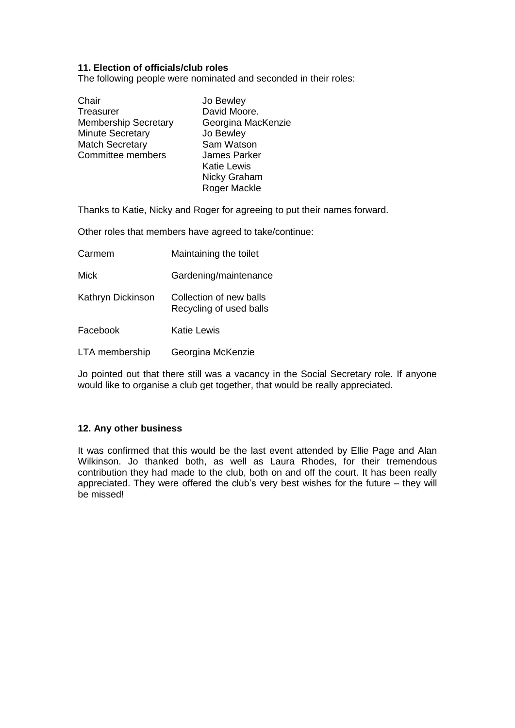**11. Election of officials/club roles**

The following people were nominated and seconded in their roles:

| | |
|---|---|
| Chair | Jo Bewley |
| Treasurer | David Moore. |
| Membership Secretary | Georgina MacKenzie |
| Minute Secretary | Jo Bewley |
| Match Secretary | Sam Watson |
| Committee members | James Parker |
| | Katie Lewis |
| | Nicky Graham |
| | Roger Mackle |

Thanks to Katie, Nicky and Roger for agreeing to put their names forward.

Other roles that members have agreed to take/continue:

| | |
|---|---|
| Carmem | Maintaining the toilet |
| Mick | Gardening/maintenance |
| Kathryn Dickinson | Collection of new balls<br>Recycling of used balls |
| Facebook | Katie Lewis |
| LTA membership | Georgina McKenzie |

Jo pointed out that there still was a vacancy in the Social Secretary role. If anyone would like to organise a club get together, that would be really appreciated.

**12. Any other business**

It was confirmed that this would be the last event attended by Ellie Page and Alan Wilkinson. Jo thanked both, as well as Laura Rhodes, for their tremendous contribution they had made to the club, both on and off the court. It has been really appreciated. They were offered the club's very best wishes for the future – they will be missed!